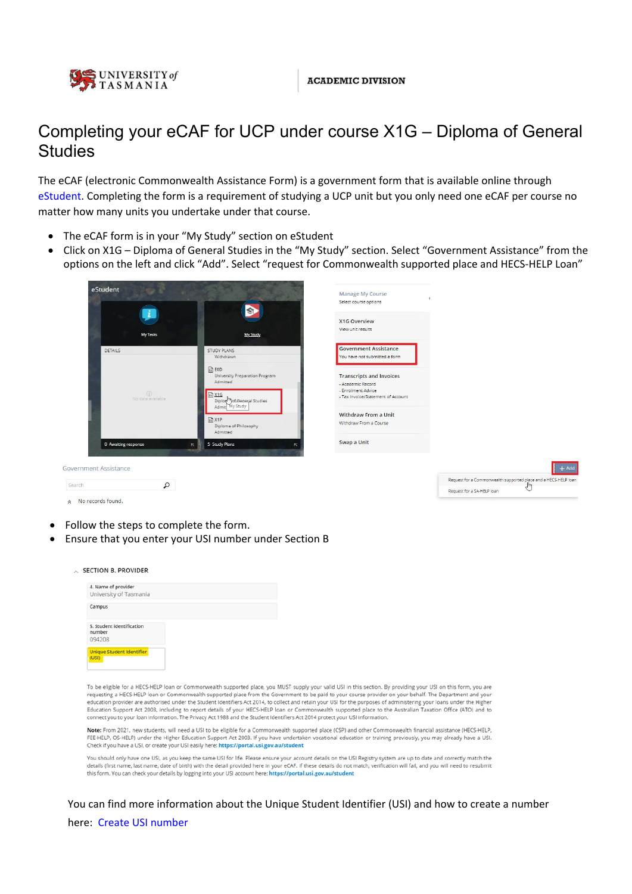# Completing your eCAF for UCP under course X1G – Diploma of General Studies

The eCAF (electronic Commonwealth Assistance Form) is a government form that is available online through eStudent. Completing the form is a requirement of studying a UCP unit but you only need one eCAF per course no matter how many units you undertake under that course.

- The eCAF form is in your "My Study" section on eStudent
- Click on X1G – Diploma of General Studies in the "My Study" section. Select "Government Assistance" from the options on the left and click "Add". Select "request for Commonwealth supported place and HECS-HELP Loan"

- Follow the steps to complete the form.
- Ensure that you enter your USI number under Section B

You can find more information about the Unique Student Identifier (USI) and how to create a number here: Create USI number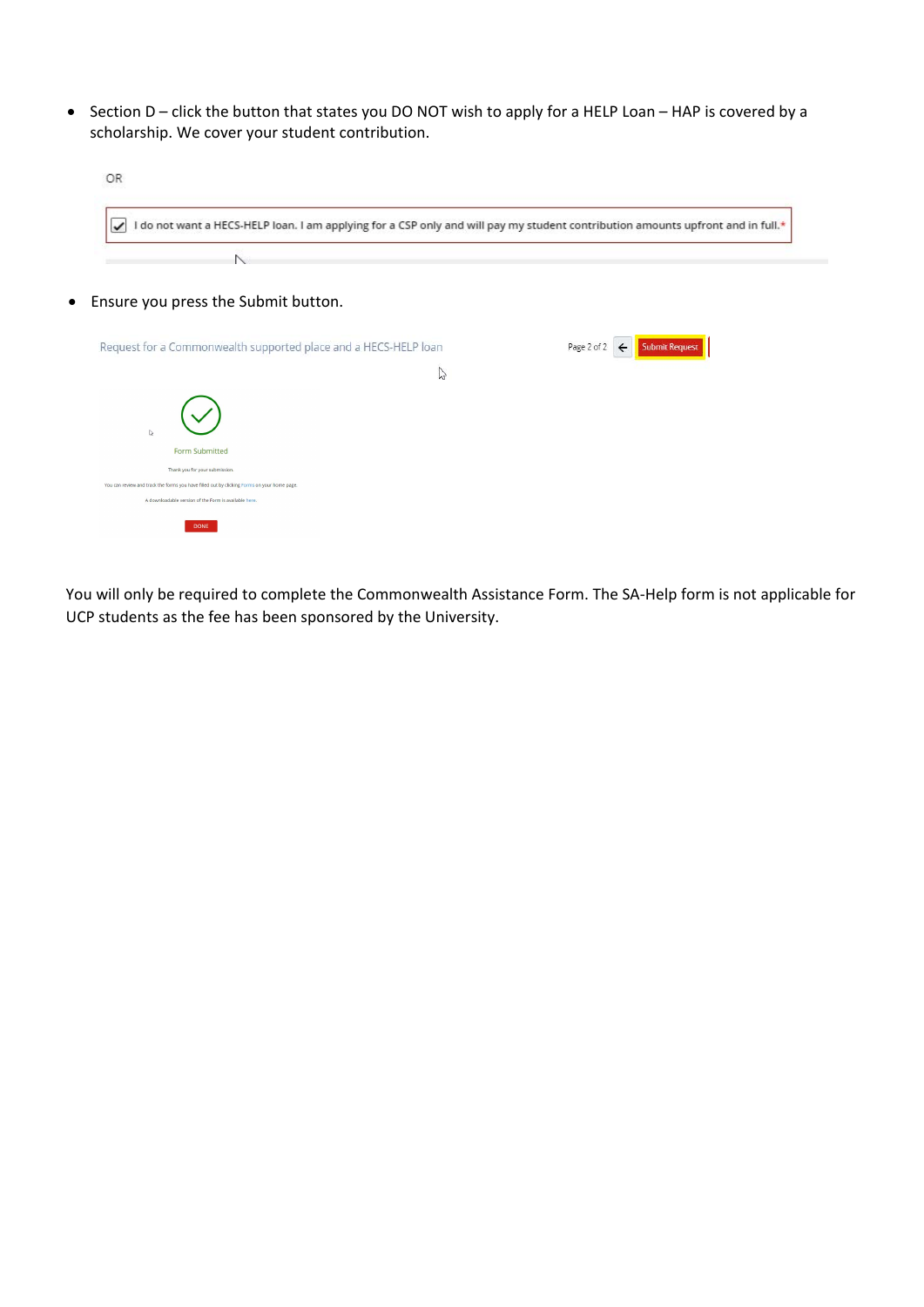- Section D – click the button that states you DO NOT wish to apply for a HELP Loan – HAP is covered by a scholarship. We cover your student contribution.

OR

I do not want a HECS-HELP loan. I am applying for a CSP only and will pay my student contribution amounts upfront and in full.*

- Ensure you press the Submit button.

Request for a Commonwealth supported place and a HECS-HELP loan

Page 2 of 2 Submit Request

Form Submitted

Thank you for your submission.

You can review and track the forms you have filled out by clicking Forms on your home page.

A downloadable version of the Form is available here.

DONE

You will only be required to complete the Commonwealth Assistance Form. The SA-Help form is not applicable for UCP students as the fee has been sponsored by the University.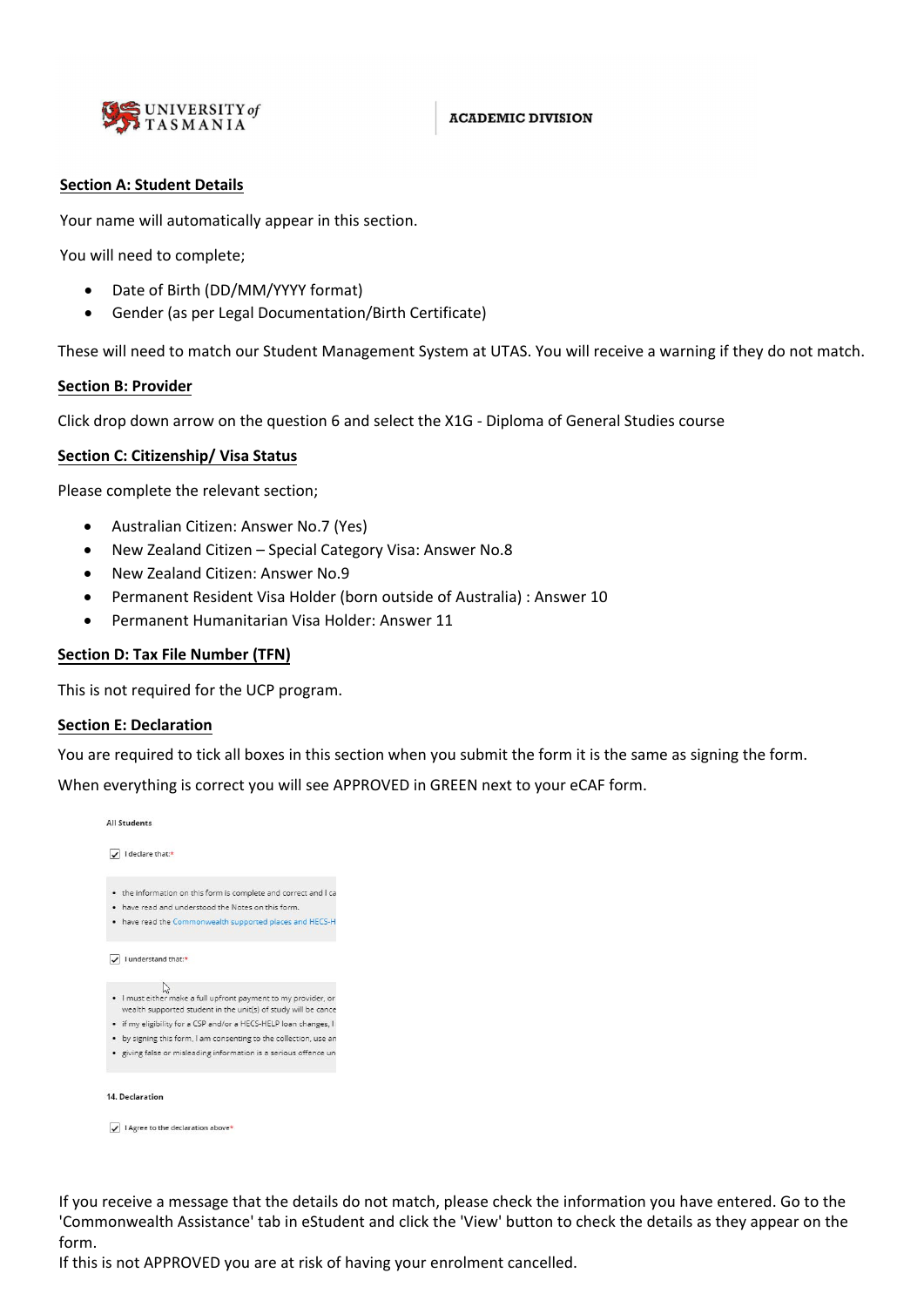UNIVERSITY of TASMANIA

ACADEMIC DIVISION

**Section A: Student Details**

Your name will automatically appear in this section.

You will need to complete;

- Date of Birth (DD/MM/YYYY format)
- Gender (as per Legal Documentation/Birth Certificate)

These will need to match our Student Management System at UTAS. You will receive a warning if they do not match.

**Section B: Provider**

Click drop down arrow on the question 6 and select the X1G - Diploma of General Studies course

**Section C: Citizenship/ Visa Status**

Please complete the relevant section;

- Australian Citizen: Answer No.7 (Yes)
- New Zealand Citizen – Special Category Visa: Answer No.8
- New Zealand Citizen: Answer No.9
- Permanent Resident Visa Holder (born outside of Australia) : Answer 10
- Permanent Humanitarian Visa Holder: Answer 11

**Section D: Tax File Number (TFN)**

This is not required for the UCP program.

**Section E: Declaration**

You are required to tick all boxes in this section when you submit the form it is the same as signing the form.

When everything is correct you will see APPROVED in GREEN next to your eCAF form.

All Students

☑ I declare that:*

- the information on this form is complete and correct and I ca
- have read and understood the Notes on this form.
- have read the Commonwealth supported places and HECS-H

☑ I understand that:*

- I must either make a full upfront payment to my provider, or wealth supported student in the unit(s) of study will be cance
- if my eligibility for a CSP and/or a HECS-HELP loan changes, I
- by signing this form, I am consenting to the collection, use an
- giving false or misleading information is a serious offence un

14. Declaration

☑ I Agree to the declaration above*

If you receive a message that the details do not match, please check the information you have entered. Go to the 'Commonwealth Assistance' tab in eStudent and click the 'View' button to check the details as they appear on the form.

If this is not APPROVED you are at risk of having your enrolment cancelled.